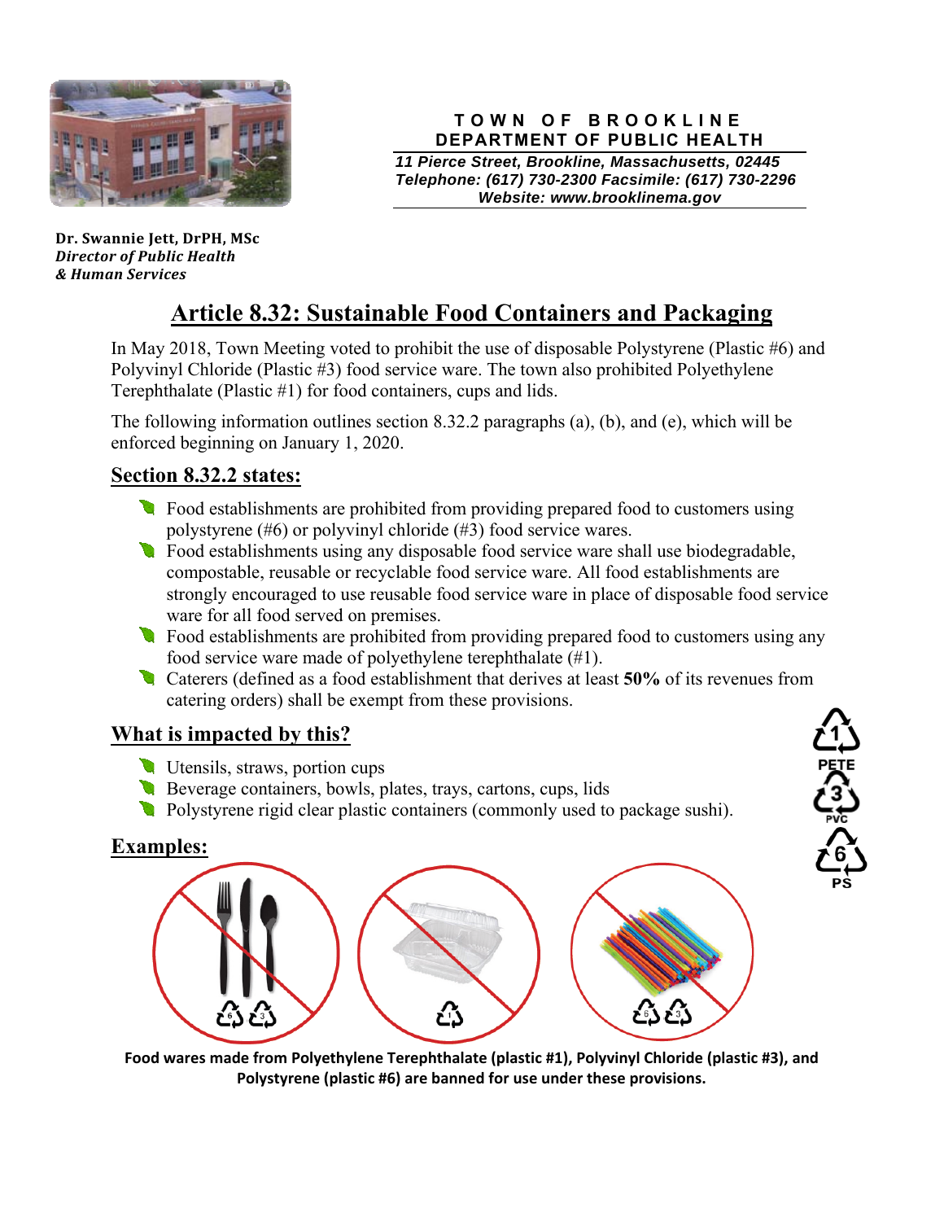**TOWN OF BROOKLINE**
**DEPARTMENT OF PUBLIC HEALTH**

*11 Pierce Street, Brookline, Massachusetts, 02445*
*Telephone: (617) 730-2300 Facsimile: (617) 730-2296*
*Website: www.brooklinema.gov*

**Dr. Swannie Jett, DrPH, MSc**
***Director of Public Health***
***& Human Services***

# Article 8.32: Sustainable Food Containers and Packaging

In May 2018, Town Meeting voted to prohibit the use of disposable Polystyrene (Plastic #6) and Polyvinyl Chloride (Plastic #3) food service ware. The town also prohibited Polyethylene Terephthalate (Plastic #1) for food containers, cups and lids.

The following information outlines section 8.32.2 paragraphs (a), (b), and (e), which will be enforced beginning on January 1, 2020.

## Section 8.32.2 states:

- Food establishments are prohibited from providing prepared food to customers using polystyrene (#6) or polyvinyl chloride (#3) food service wares.
- Food establishments using any disposable food service ware shall use biodegradable, compostable, reusable or recyclable food service ware. All food establishments are strongly encouraged to use reusable food service ware in place of disposable food service ware for all food served on premises.
- Food establishments are prohibited from providing prepared food to customers using any food service ware made of polyethylene terephthalate (#1).
- Caterers (defined as a food establishment that derives at least **50%** of its revenues from catering orders) shall be exempt from these provisions.

## What is impacted by this?

- Utensils, straws, portion cups
- Beverage containers, bowls, plates, trays, cartons, cups, lids
- Polystyrene rigid clear plastic containers (commonly used to package sushi).

## Examples:

**Food wares made from Polyethylene Terephthalate (plastic #1), Polyvinyl Chloride (plastic #3), and Polystyrene (plastic #6) are banned for use under these provisions.**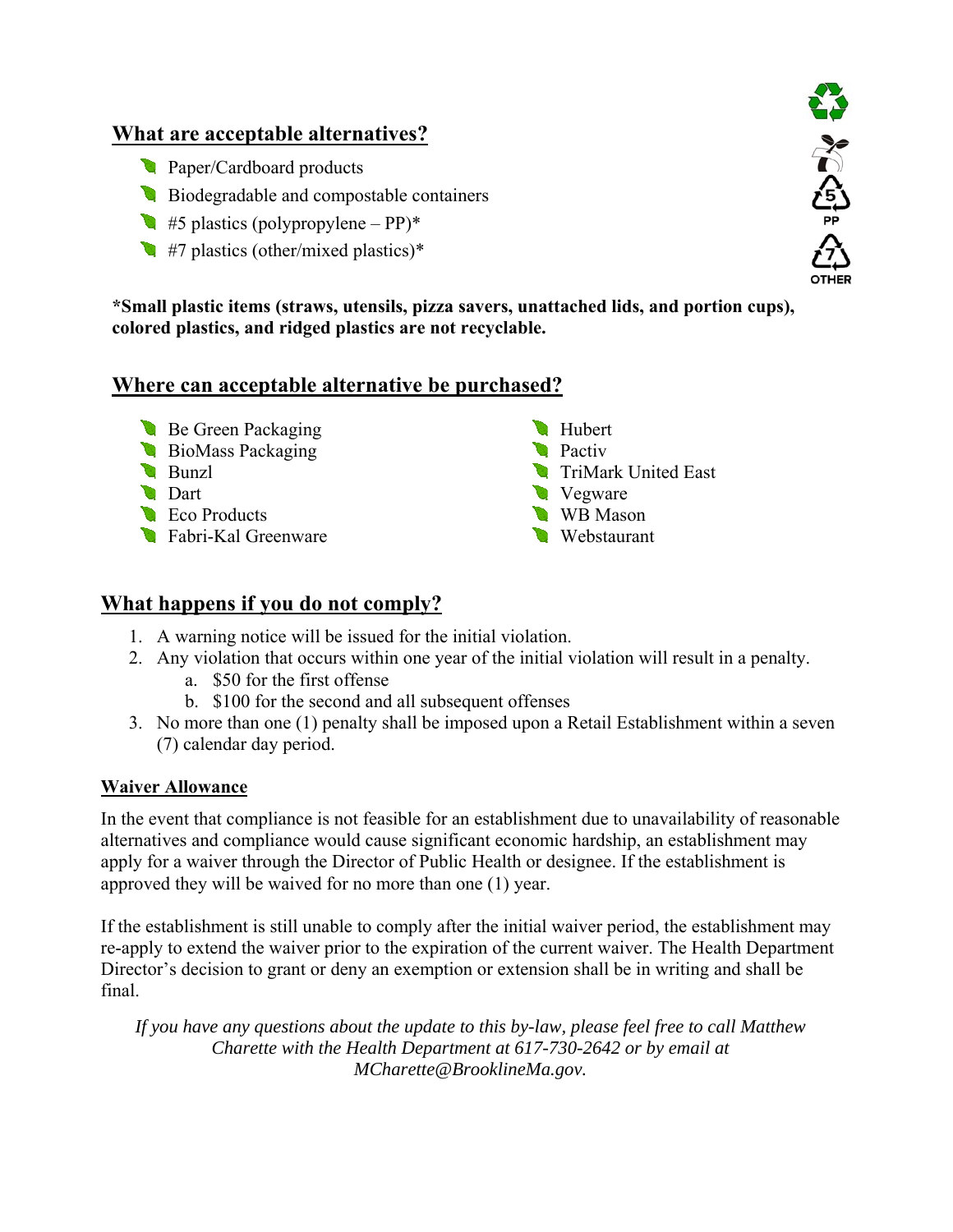## What are acceptable alternatives?

- Paper/Cardboard products
- Biodegradable and compostable containers
- #5 plastics (polypropylene – PP)*
- #7 plastics (other/mixed plastics)*

**\*Small plastic items (straws, utensils, pizza savers, unattached lids, and portion cups), colored plastics, and ridged plastics are not recyclable.**

## Where can acceptable alternative be purchased?

- Be Green Packaging
- BioMass Packaging
- Bunzl
- Dart
- Eco Products
- Fabri-Kal Greenware
- Hubert
- Pactiv
- TriMark United East
- Vegware
- WB Mason
- Webstaurant

## What happens if you do not comply?

1. A warning notice will be issued for the initial violation.
2. Any violation that occurs within one year of the initial violation will result in a penalty.
   a. $50 for the first offense
   b. $100 for the second and all subsequent offenses
3. No more than one (1) penalty shall be imposed upon a Retail Establishment within a seven (7) calendar day period.

### Waiver Allowance

In the event that compliance is not feasible for an establishment due to unavailability of reasonable alternatives and compliance would cause significant economic hardship, an establishment may apply for a waiver through the Director of Public Health or designee. If the establishment is approved they will be waived for no more than one (1) year.

If the establishment is still unable to comply after the initial waiver period, the establishment may re-apply to extend the waiver prior to the expiration of the current waiver. The Health Department Director's decision to grant or deny an exemption or extension shall be in writing and shall be final.

*If you have any questions about the update to this by-law, please feel free to call Matthew Charette with the Health Department at 617-730-2642 or by email at MCharette@BrooklineMa.gov.*